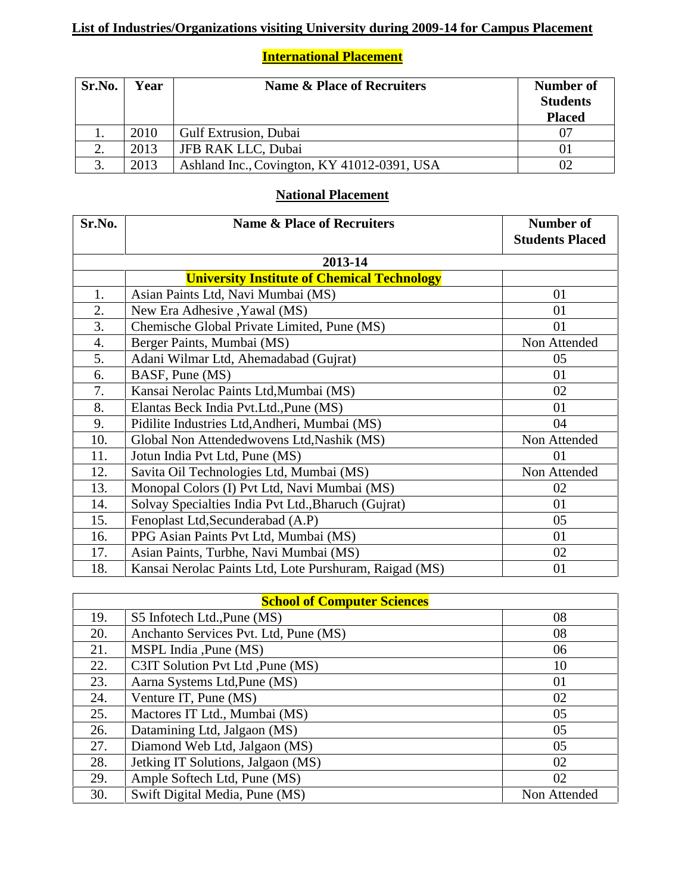## List of Industries/Organizations visiting University during 2009-14 for Campus Placement

### International Placement

| Sr.No. | Year | Name & Place of Recruiters | Number of Students Placed |
|---|---|---|---|
| 1. | 2010 | Gulf Extrusion, Dubai | 07 |
| 2. | 2013 | JFB RAK LLC, Dubai | 01 |
| 3. | 2013 | Ashland Inc., Covington, KY 41012-0391, USA | 02 |

### National Placement

| Sr.No. | Name & Place of Recruiters | Number of Students Placed |
|---|---|---|
| | **2013-14** | |
| | **University Institute of Chemical Technology** | |
| 1. | Asian Paints Ltd, Navi Mumbai (MS) | 01 |
| 2. | New Era Adhesive ,Yawal (MS) | 01 |
| 3. | Chemische Global Private Limited, Pune (MS) | 01 |
| 4. | Berger Paints, Mumbai (MS) | Non Attended |
| 5. | Adani Wilmar Ltd, Ahemadabad (Gujrat) | 05 |
| 6. | BASF, Pune (MS) | 01 |
| 7. | Kansai Nerolac Paints Ltd,Mumbai (MS) | 02 |
| 8. | Elantas Beck India Pvt.Ltd.,Pune (MS) | 01 |
| 9. | Pidilite Industries Ltd,Andheri, Mumbai (MS) | 04 |
| 10. | Global Non Attendedwovens Ltd,Nashik (MS) | Non Attended |
| 11. | Jotun India Pvt Ltd, Pune (MS) | 01 |
| 12. | Savita Oil Technologies Ltd, Mumbai (MS) | Non Attended |
| 13. | Monopal Colors (I) Pvt Ltd, Navi Mumbai (MS) | 02 |
| 14. | Solvay Specialties India Pvt Ltd.,Bharuch (Gujrat) | 01 |
| 15. | Fenoplast Ltd,Secunderabad (A.P) | 05 |
| 16. | PPG Asian Paints Pvt Ltd, Mumbai (MS) | 01 |
| 17. | Asian Paints, Turbhe, Navi Mumbai (MS) | 02 |
| 18. | Kansai Nerolac Paints Ltd, Lote Purshuram, Raigad (MS) | 01 |
| | **School of Computer Sciences** | |
| 19. | S5 Infotech Ltd.,Pune (MS) | 08 |
| 20. | Anchanto Services Pvt. Ltd, Pune (MS) | 08 |
| 21. | MSPL India ,Pune (MS) | 06 |
| 22. | C3IT Solution Pvt Ltd ,Pune (MS) | 10 |
| 23. | Aarna Systems Ltd,Pune (MS) | 01 |
| 24. | Venture IT, Pune (MS) | 02 |
| 25. | Mactores IT Ltd., Mumbai (MS) | 05 |
| 26. | Datamining Ltd, Jalgaon (MS) | 05 |
| 27. | Diamond Web Ltd, Jalgaon (MS) | 05 |
| 28. | Jetking IT Solutions, Jalgaon (MS) | 02 |
| 29. | Ample Softech Ltd, Pune (MS) | 02 |
| 30. | Swift Digital Media, Pune (MS) | Non Attended |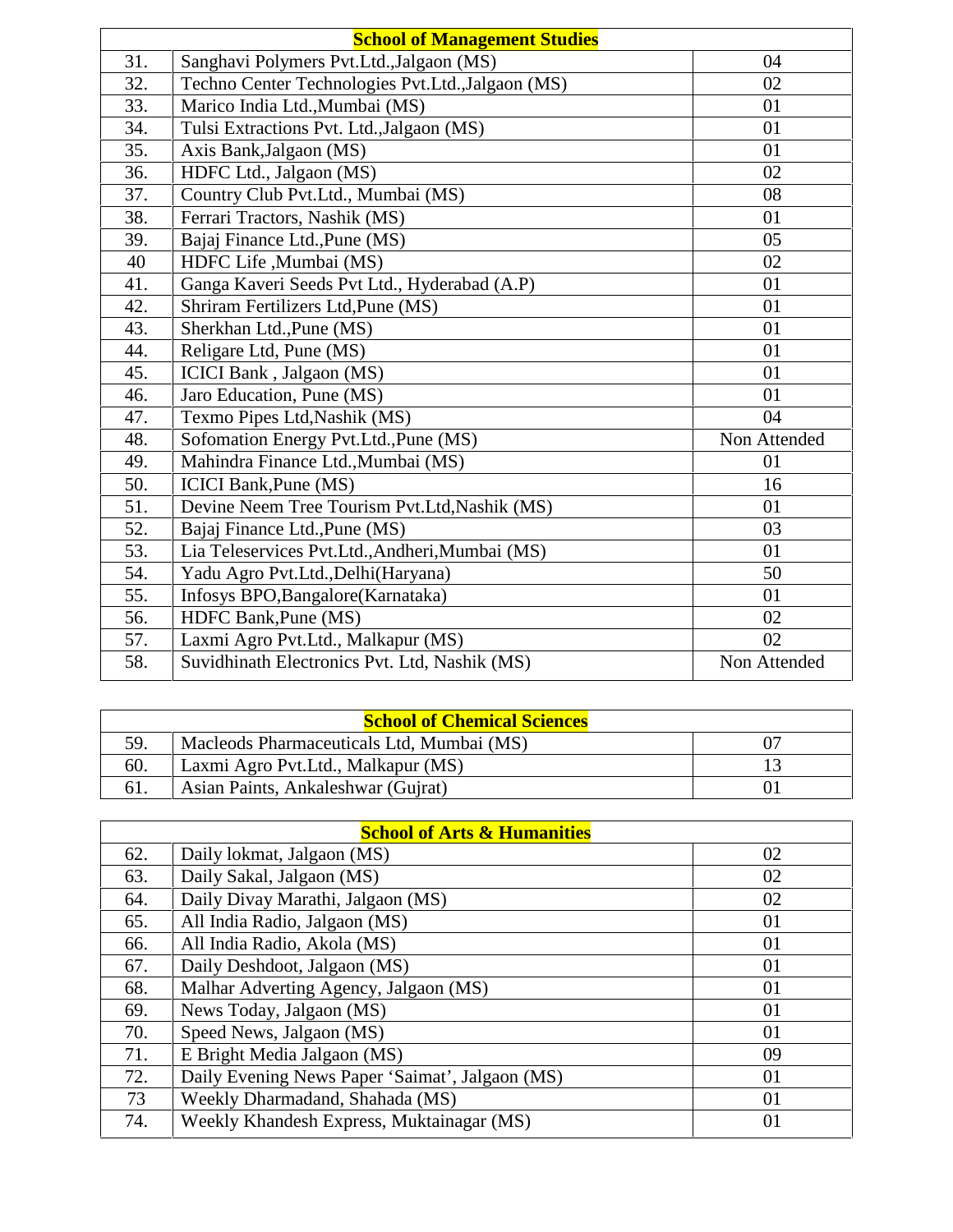| School of Management Studies | | |
|---|---|---|
| 31. | Sanghavi Polymers Pvt.Ltd.,Jalgaon (MS) | 04 |
| 32. | Techno Center Technologies Pvt.Ltd.,Jalgaon (MS) | 02 |
| 33. | Marico India Ltd.,Mumbai (MS) | 01 |
| 34. | Tulsi Extractions Pvt. Ltd.,Jalgaon (MS) | 01 |
| 35. | Axis Bank,Jalgaon (MS) | 01 |
| 36. | HDFC Ltd., Jalgaon (MS) | 02 |
| 37. | Country Club Pvt.Ltd., Mumbai (MS) | 08 |
| 38. | Ferrari Tractors, Nashik (MS) | 01 |
| 39. | Bajaj Finance Ltd.,Pune (MS) | 05 |
| 40 | HDFC Life ,Mumbai (MS) | 02 |
| 41. | Ganga Kaveri Seeds Pvt Ltd., Hyderabad (A.P) | 01 |
| 42. | Shriram Fertilizers Ltd,Pune (MS) | 01 |
| 43. | Sherkhan Ltd.,Pune (MS) | 01 |
| 44. | Religare Ltd, Pune (MS) | 01 |
| 45. | ICICI Bank , Jalgaon (MS) | 01 |
| 46. | Jaro Education, Pune (MS) | 01 |
| 47. | Texmo Pipes Ltd,Nashik (MS) | 04 |
| 48. | Sofomation Energy Pvt.Ltd.,Pune (MS) | Non Attended |
| 49. | Mahindra Finance Ltd.,Mumbai (MS) | 01 |
| 50. | ICICI Bank,Pune (MS) | 16 |
| 51. | Devine Neem Tree Tourism Pvt.Ltd,Nashik (MS) | 01 |
| 52. | Bajaj Finance Ltd.,Pune (MS) | 03 |
| 53. | Lia Teleservices Pvt.Ltd.,Andheri,Mumbai (MS) | 01 |
| 54. | Yadu Agro Pvt.Ltd.,Delhi(Haryana) | 50 |
| 55. | Infosys BPO,Bangalore(Karnataka) | 01 |
| 56. | HDFC Bank,Pune (MS) | 02 |
| 57. | Laxmi Agro Pvt.Ltd., Malkapur (MS) | 02 |
| 58. | Suvidhinath Electronics Pvt. Ltd, Nashik (MS) | Non Attended |

| School of Chemical Sciences | | |
|---|---|---|
| 59. | Macleods Pharmaceuticals Ltd, Mumbai (MS) | 07 |
| 60. | Laxmi Agro Pvt.Ltd., Malkapur (MS) | 13 |
| 61. | Asian Paints, Ankaleshwar (Gujrat) | 01 |

| School of Arts & Humanities | | |
|---|---|---|
| 62. | Daily lokmat, Jalgaon (MS) | 02 |
| 63. | Daily Sakal, Jalgaon (MS) | 02 |
| 64. | Daily Divay Marathi, Jalgaon (MS) | 02 |
| 65. | All India Radio, Jalgaon (MS) | 01 |
| 66. | All India Radio, Akola (MS) | 01 |
| 67. | Daily Deshdoot, Jalgaon (MS) | 01 |
| 68. | Malhar Adverting Agency, Jalgaon (MS) | 01 |
| 69. | News Today, Jalgaon (MS) | 01 |
| 70. | Speed News, Jalgaon (MS) | 01 |
| 71. | E Bright Media Jalgaon (MS) | 09 |
| 72. | Daily Evening News Paper 'Saimat', Jalgaon (MS) | 01 |
| 73 | Weekly Dharmadand, Shahada (MS) | 01 |
| 74. | Weekly Khandesh Express, Muktainagar (MS) | 01 |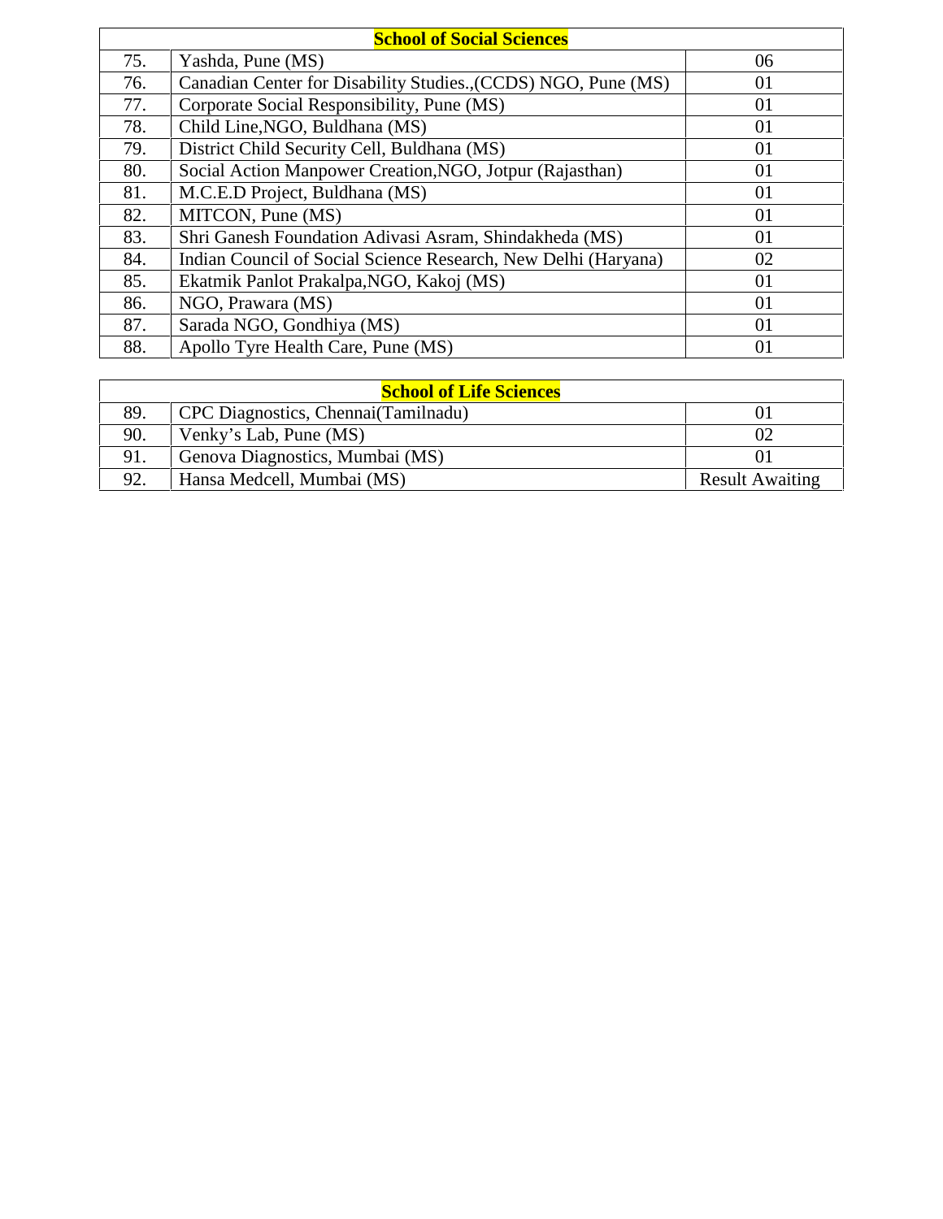| School of Social Sciences | | |
|---|---|---|
| 75. | Yashda, Pune (MS) | 06 |
| 76. | Canadian Center for Disability Studies.,(CCDS) NGO, Pune (MS) | 01 |
| 77. | Corporate Social Responsibility, Pune (MS) | 01 |
| 78. | Child Line,NGO, Buldhana (MS) | 01 |
| 79. | District Child Security Cell, Buldhana (MS) | 01 |
| 80. | Social Action Manpower Creation,NGO, Jotpur (Rajasthan) | 01 |
| 81. | M.C.E.D Project, Buldhana (MS) | 01 |
| 82. | MITCON, Pune (MS) | 01 |
| 83. | Shri Ganesh Foundation Adivasi Asram, Shindakheda (MS) | 01 |
| 84. | Indian Council of Social Science Research, New Delhi (Haryana) | 02 |
| 85. | Ekatmik Panlot Prakalpa,NGO, Kakoj (MS) | 01 |
| 86. | NGO, Prawara (MS) | 01 |
| 87. | Sarada NGO, Gondhiya (MS) | 01 |
| 88. | Apollo Tyre Health Care, Pune (MS) | 01 |

| School of Life Sciences | | |
|---|---|---|
| 89. | CPC Diagnostics, Chennai(Tamilnadu) | 01 |
| 90. | Venky's Lab, Pune (MS) | 02 |
| 91. | Genova Diagnostics, Mumbai (MS) | 01 |
| 92. | Hansa Medcell, Mumbai (MS) | Result Awaiting |